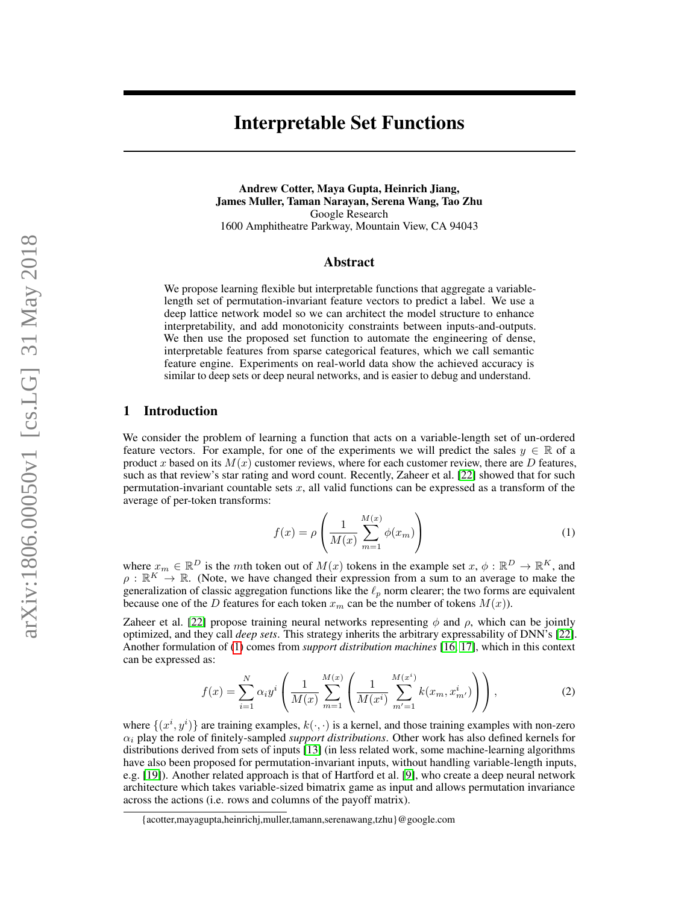# Interpretable Set Functions

**Andrew Cotter, Maya Gupta, Heinrich Jiang, James Muller, Taman Narayan, Serena Wang, Tao Zhu**
Google Research
1600 Amphitheatre Parkway, Mountain View, CA 94043

## Abstract

We propose learning flexible but interpretable functions that aggregate a variable-length set of permutation-invariant feature vectors to predict a label. We use a deep lattice network model so we can architect the model structure to enhance interpretability, and add monotonicity constraints between inputs-and-outputs. We then use the proposed set function to automate the engineering of dense, interpretable features from sparse categorical features, which we call semantic feature engine. Experiments on real-world data show the achieved accuracy is similar to deep sets or deep neural networks, and is easier to debug and understand.

## 1 Introduction

We consider the problem of learning a function that acts on a variable-length set of un-ordered feature vectors. For example, for one of the experiments we will predict the sales $y \in \mathbb{R}$ of a product $x$ based on its $M(x)$ customer reviews, where for each customer review, there are $D$ features, such as that review's star rating and word count. Recently, Zaheer et al. [22] showed that for such permutation-invariant countable sets $x$, all valid functions can be expressed as a transform of the average of per-token transforms:

$$f(x) = \rho\left(\frac{1}{M(x)}\sum_{m=1}^{M(x)}\phi(x_m)\right) \tag{1}$$

where $x_m \in \mathbb{R}^D$ is the $m$th token out of $M(x)$ tokens in the example set $x$, $\phi : \mathbb{R}^D \to \mathbb{R}^K$, and $\rho : \mathbb{R}^K \to \mathbb{R}$. (Note, we have changed their expression from a sum to an average to make the generalization of classic aggregation functions like the $\ell_p$ norm clearer; the two forms are equivalent because one of the $D$ features for each token $x_m$ can be the number of tokens $M(x)$).

Zaheer et al. [22] propose training neural networks representing $\phi$ and $\rho$, which can be jointly optimized, and they call *deep sets*. This strategy inherits the arbitrary expressability of DNN's [22]. Another formulation of (1) comes from *support distribution machines* [16, 17], which in this context can be expressed as:

$$f(x) = \sum_{i=1}^{N}\alpha_i y^i\left(\frac{1}{M(x)}\sum_{m=1}^{M(x)}\left(\frac{1}{M(x^i)}\sum_{m'=1}^{M(x^i)}k(x_m, x^i_{m'})\right)\right), \tag{2}$$

where $\{(x^i, y^i)\}$ are training examples, $k(\cdot,\cdot)$ is a kernel, and those training examples with non-zero $\alpha_i$ play the role of finitely-sampled *support distributions*. Other work has also defined kernels for distributions derived from sets of inputs [13] (in less related work, some machine-learning algorithms have also been proposed for permutation-invariant inputs, without handling variable-length inputs, e.g. [19]). Another related approach is that of Hartford et al. [9], who create a deep neural network architecture which takes variable-sized bimatrix game as input and allows permutation invariance across the actions (i.e. rows and columns of the payoff matrix).

{acotter,mayagupta,heinrichj,muller,tamann,serenawang,tzhu}@google.com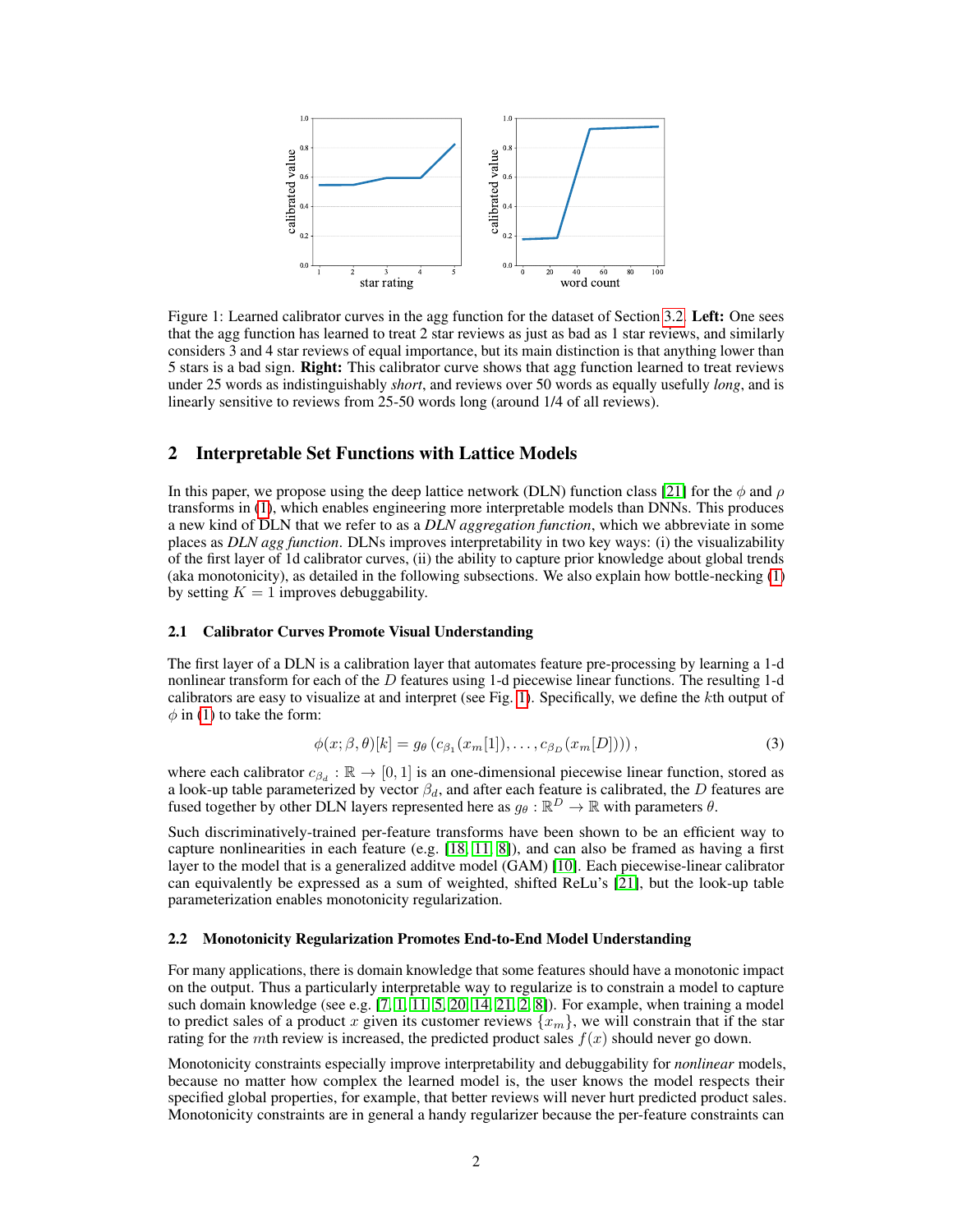Figure 1: Learned calibrator curves in the agg function for the dataset of Section 3.2. **Left:** One sees that the agg function has learned to treat 2 star reviews as just as bad as 1 star reviews, and similarly considers 3 and 4 star reviews of equal importance, but its main distinction is that anything lower than 5 stars is a bad sign. **Right:** This calibrator curve shows that agg function learned to treat reviews under 25 words as indistinguishably *short*, and reviews over 50 words as equally usefully *long*, and is linearly sensitive to reviews from 25-50 words long (around 1/4 of all reviews).

## 2 Interpretable Set Functions with Lattice Models

In this paper, we propose using the deep lattice network (DLN) function class [21] for the $\phi$ and $\rho$ transforms in (1), which enables engineering more interpretable models than DNNs. This produces a new kind of DLN that we refer to as a *DLN aggregation function*, which we abbreviate in some places as *DLN agg function*. DLNs improves interpretability in two key ways: (i) the visualizability of the first layer of 1d calibrator curves, (ii) the ability to capture prior knowledge about global trends (aka monotonicity), as detailed in the following subsections. We also explain how bottle-necking (1) by setting $K = 1$ improves debuggability.

### 2.1 Calibrator Curves Promote Visual Understanding

The first layer of a DLN is a calibration layer that automates feature pre-processing by learning a 1-d nonlinear transform for each of the $D$ features using 1-d piecewise linear functions. The resulting 1-d calibrators are easy to visualize at and interpret (see Fig. 1). Specifically, we define the $k$th output of $\phi$ in (1) to take the form:

$$\phi(x; \beta, \theta)[k] = g_\theta \left( c_{\beta_1}(x_m[1]), \ldots, c_{\beta_D}(x_m[D]) \right), \tag{3}$$

where each calibrator $c_{\beta_d} : \mathbb{R} \to [0, 1]$ is an one-dimensional piecewise linear function, stored as a look-up table parameterized by vector $\beta_d$, and after each feature is calibrated, the $D$ features are fused together by other DLN layers represented here as $g_\theta : \mathbb{R}^D \to \mathbb{R}$ with parameters $\theta$.

Such discriminatively-trained per-feature transforms have been shown to be an efficient way to capture nonlinearities in each feature (e.g. [18, 11, 8]), and can also be framed as having a first layer to the model that is a generalized additve model (GAM) [10]. Each piecewise-linear calibrator can equivalently be expressed as a sum of weighted, shifted ReLu's [21], but the look-up table parameterization enables monotonicity regularization.

### 2.2 Monotonicity Regularization Promotes End-to-End Model Understanding

For many applications, there is domain knowledge that some features should have a monotonic impact on the output. Thus a particularly interpretable way to regularize is to constrain a model to capture such domain knowledge (see e.g. [7, 1, 11, 5, 20, 14, 21, 2, 8]). For example, when training a model to predict sales of a product $x$ given its customer reviews $\{x_m\}$, we will constrain that if the star rating for the $m$th review is increased, the predicted product sales $f(x)$ should never go down.

Monotonicity constraints especially improve interpretability and debuggability for *nonlinear* models, because no matter how complex the learned model is, the user knows the model respects their specified global properties, for example, that better reviews will never hurt predicted product sales. Monotonicity constraints are in general a handy regularizer because the per-feature constraints can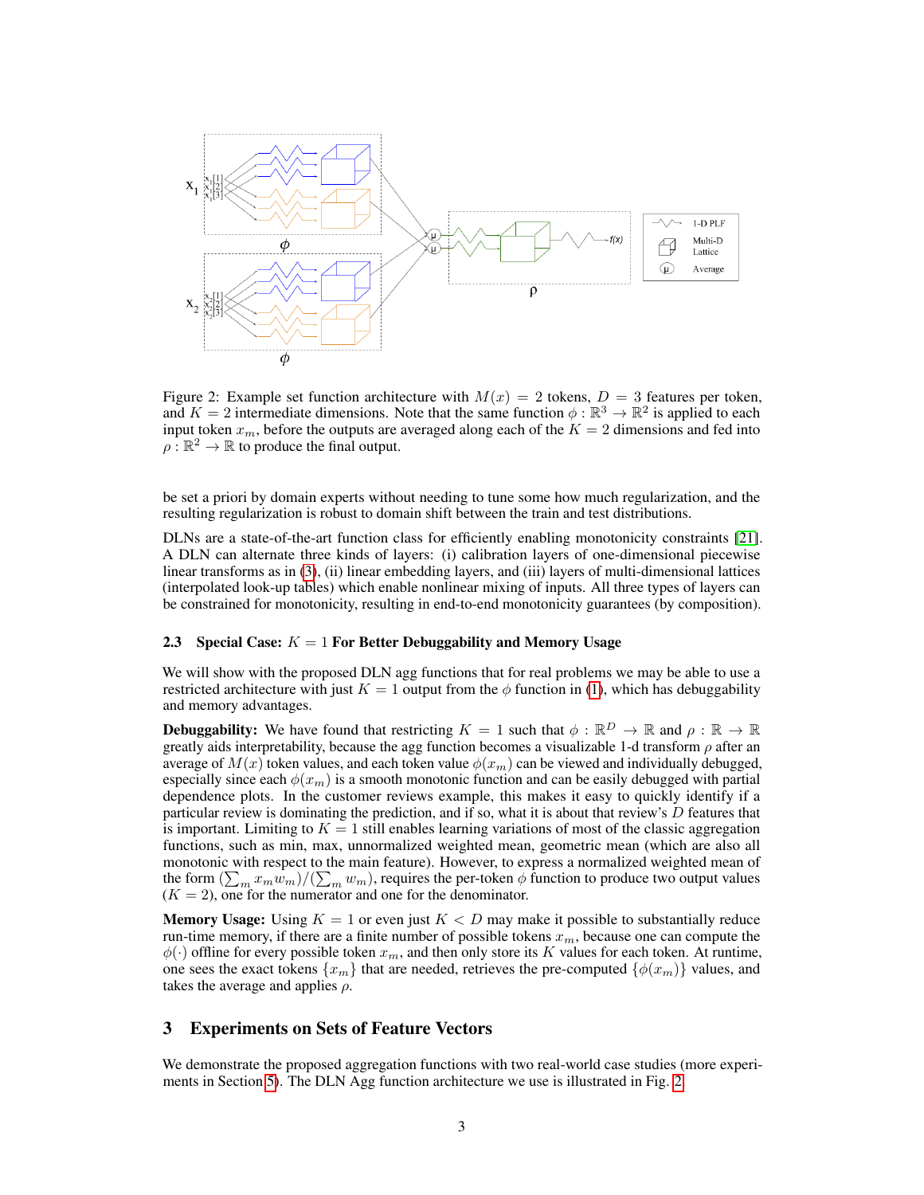Figure 2: Example set function architecture with $M(x) = 2$ tokens, $D = 3$ features per token, and $K = 2$ intermediate dimensions. Note that the same function $\phi : \mathbb{R}^3 \to \mathbb{R}^2$ is applied to each input token $x_m$, before the outputs are averaged along each of the $K = 2$ dimensions and fed into $\rho : \mathbb{R}^2 \to \mathbb{R}$ to produce the final output.

be set a priori by domain experts without needing to tune some how much regularization, and the resulting regularization is robust to domain shift between the train and test distributions.

DLNs are a state-of-the-art function class for efficiently enabling monotonicity constraints [21]. A DLN can alternate three kinds of layers: (i) calibration layers of one-dimensional piecewise linear transforms as in (3), (ii) linear embedding layers, and (iii) layers of multi-dimensional lattices (interpolated look-up tables) which enable nonlinear mixing of inputs. All three types of layers can be constrained for monotonicity, resulting in end-to-end monotonicity guarantees (by composition).

### 2.3 Special Case: $K = 1$ For Better Debuggability and Memory Usage

We will show with the proposed DLN agg functions that for real problems we may be able to use a restricted architecture with just $K = 1$ output from the $\phi$ function in (1), which has debuggability and memory advantages.

**Debuggability:** We have found that restricting $K = 1$ such that $\phi : \mathbb{R}^D \to \mathbb{R}$ and $\rho : \mathbb{R} \to \mathbb{R}$ greatly aids interpretability, because the agg function becomes a visualizable 1-d transform $\rho$ after an average of $M(x)$ token values, and each token value $\phi(x_m)$ can be viewed and individually debugged, especially since each $\phi(x_m)$ is a smooth monotonic function and can be easily debugged with partial dependence plots. In the customer reviews example, this makes it easy to quickly identify if a particular review is dominating the prediction, and if so, what it is about that review's $D$ features that is important. Limiting to $K = 1$ still enables learning variations of most of the classic aggregation functions, such as min, max, unnormalized weighted mean, geometric mean (which are also all monotonic with respect to the main feature). However, to express a normalized weighted mean of the form $(\sum_m x_m w_m)/(\sum_m w_m)$, requires the per-token $\phi$ function to produce two output values ($K = 2$), one for the numerator and one for the denominator.

**Memory Usage:** Using $K = 1$ or even just $K < D$ may make it possible to substantially reduce run-time memory, if there are a finite number of possible tokens $x_m$, because one can compute the $\phi(\cdot)$ offline for every possible token $x_m$, and then only store its $K$ values for each token. At runtime, one sees the exact tokens $\{x_m\}$ that are needed, retrieves the pre-computed $\{\phi(x_m)\}$ values, and takes the average and applies $\rho$.

## 3 Experiments on Sets of Feature Vectors

We demonstrate the proposed aggregation functions with two real-world case studies (more experiments in Section 5). The DLN Agg function architecture we use is illustrated in Fig. 2.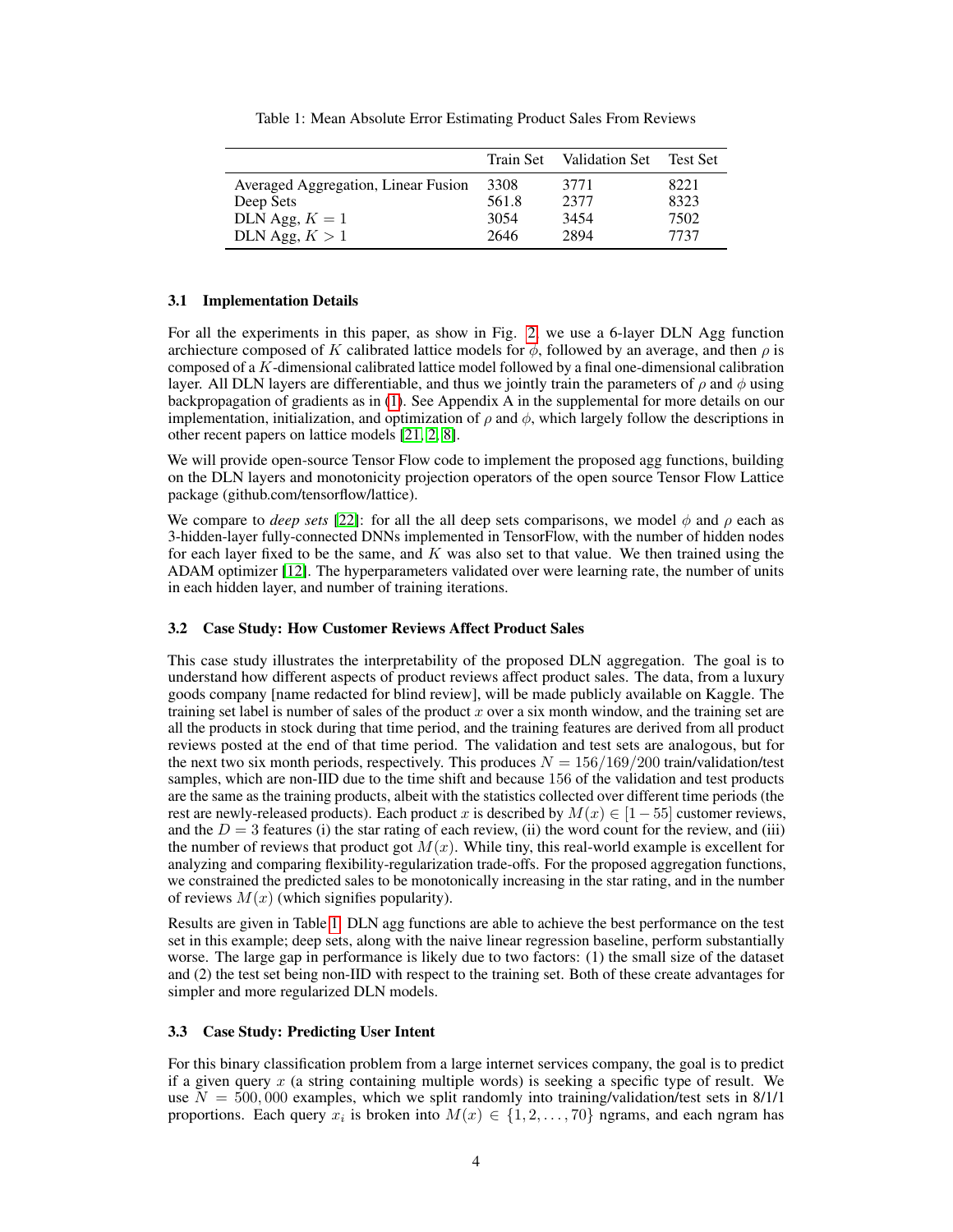Table 1: Mean Absolute Error Estimating Product Sales From Reviews

| | Train Set | Validation Set | Test Set |
|---|---|---|---|
| Averaged Aggregation, Linear Fusion | 3308 | 3771 | 8221 |
| Deep Sets | 561.8 | 2377 | 8323 |
| DLN Agg, $K = 1$ | 3054 | 3454 | 7502 |
| DLN Agg, $K > 1$ | 2646 | 2894 | 7737 |

### 3.1 Implementation Details

For all the experiments in this paper, as show in Fig. 2 we use a 6-layer DLN Agg function archiecture composed of $K$ calibrated lattice models for $\phi$, followed by an average, and then $\rho$ is composed of a $K$-dimensional calibrated lattice model followed by a final one-dimensional calibration layer. All DLN layers are differentiable, and thus we jointly train the parameters of $\rho$ and $\phi$ using backpropagation of gradients as in (1). See Appendix A in the supplemental for more details on our implementation, initialization, and optimization of $\rho$ and $\phi$, which largely follow the descriptions in other recent papers on lattice models [21, 2, 8].

We will provide open-source Tensor Flow code to implement the proposed agg functions, building on the DLN layers and monotonicity projection operators of the open source Tensor Flow Lattice package (github.com/tensorflow/lattice).

We compare to *deep sets* [22]: for all the all deep sets comparisons, we model $\phi$ and $\rho$ each as 3-hidden-layer fully-connected DNNs implemented in TensorFlow, with the number of hidden nodes for each layer fixed to be the same, and $K$ was also set to that value. We then trained using the ADAM optimizer [12]. The hyperparameters validated over were learning rate, the number of units in each hidden layer, and number of training iterations.

### 3.2 Case Study: How Customer Reviews Affect Product Sales

This case study illustrates the interpretability of the proposed DLN aggregation. The goal is to understand how different aspects of product reviews affect product sales. The data, from a luxury goods company [name redacted for blind review], will be made publicly available on Kaggle. The training set label is number of sales of the product $x$ over a six month window, and the training set are all the products in stock during that time period, and the training features are derived from all product reviews posted at the end of that time period. The validation and test sets are analogous, but for the next two six month periods, respectively. This produces $N = 156/169/200$ train/validation/test samples, which are non-IID due to the time shift and because 156 of the validation and test products are the same as the training products, albeit with the statistics collected over different time periods (the rest are newly-released products). Each product $x$ is described by $M(x) \in [1 - 55]$ customer reviews, and the $D = 3$ features (i) the star rating of each review, (ii) the word count for the review, and (iii) the number of reviews that product got $M(x)$. While tiny, this real-world example is excellent for analyzing and comparing flexibility-regularization trade-offs. For the proposed aggregation functions, we constrained the predicted sales to be monotonically increasing in the star rating, and in the number of reviews $M(x)$ (which signifies popularity).

Results are given in Table 1. DLN agg functions are able to achieve the best performance on the test set in this example; deep sets, along with the naive linear regression baseline, perform substantially worse. The large gap in performance is likely due to two factors: (1) the small size of the dataset and (2) the test set being non-IID with respect to the training set. Both of these create advantages for simpler and more regularized DLN models.

### 3.3 Case Study: Predicting User Intent

For this binary classification problem from a large internet services company, the goal is to predict if a given query $x$ (a string containing multiple words) is seeking a specific type of result. We use $N = 500,000$ examples, which we split randomly into training/validation/test sets in 8/1/1 proportions. Each query $x_i$ is broken into $M(x) \in \{1, 2, \dots, 70\}$ ngrams, and each ngram has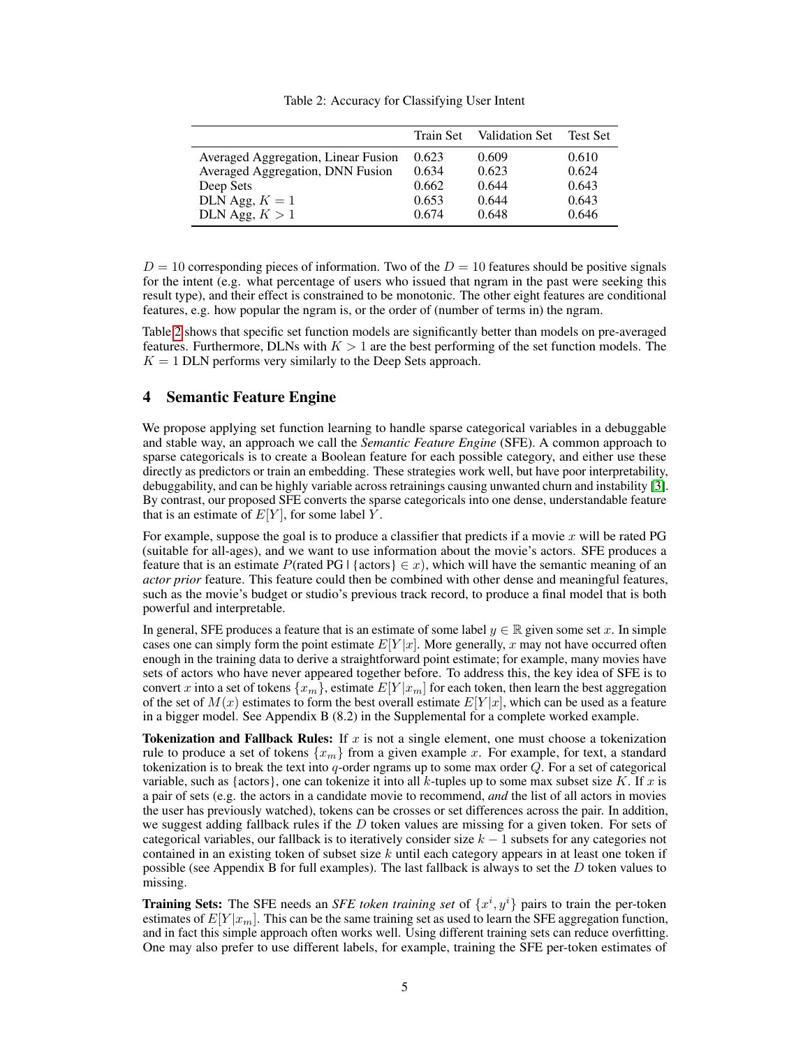Table 2: Accuracy for Classifying User Intent

| | Train Set | Validation Set | Test Set |
|---|---|---|---|
| Averaged Aggregation, Linear Fusion | 0.623 | 0.609 | 0.610 |
| Averaged Aggregation, DNN Fusion | 0.634 | 0.623 | 0.624 |
| Deep Sets | 0.662 | 0.644 | 0.643 |
| DLN Agg, $K = 1$ | 0.653 | 0.644 | 0.643 |
| DLN Agg, $K > 1$ | 0.674 | 0.648 | 0.646 |

$D = 10$ corresponding pieces of information. Two of the $D = 10$ features should be positive signals for the intent (e.g. what percentage of users who issued that ngram in the past were seeking this result type), and their effect is constrained to be monotonic. The other eight features are conditional features, e.g. how popular the ngram is, or the order of (number of terms in) the ngram.

Table 2 shows that specific set function models are significantly better than models on pre-averaged features. Furthermore, DLNs with $K > 1$ are the best performing of the set function models. The $K = 1$ DLN performs very similarly to the Deep Sets approach.

## 4 Semantic Feature Engine

We propose applying set function learning to handle sparse categorical variables in a debuggable and stable way, an approach we call the *Semantic Feature Engine* (SFE). A common approach to sparse categoricals is to create a Boolean feature for each possible category, and either use these directly as predictors or train an embedding. These strategies work well, but have poor interpretability, debuggability, and can be highly variable across retrainings causing unwanted churn and instability [3]. By contrast, our proposed SFE converts the sparse categoricals into one dense, understandable feature that is an estimate of $E[Y]$, for some label $Y$.

For example, suppose the goal is to produce a classifier that predicts if a movie $x$ will be rated PG (suitable for all-ages), and we want to use information about the movie's actors. SFE produces a feature that is an estimate $P(\text{rated PG} \mid \{\text{actors}\} \in x)$, which will have the semantic meaning of an *actor prior* feature. This feature could then be combined with other dense and meaningful features, such as the movie's budget or studio's previous track record, to produce a final model that is both powerful and interpretable.

In general, SFE produces a feature that is an estimate of some label $y \in \mathbb{R}$ given some set $x$. In simple cases one can simply form the point estimate $E[Y|x]$. More generally, $x$ may not have occurred often enough in the training data to derive a straightforward point estimate; for example, many movies have sets of actors who have never appeared together before. To address this, the key idea of SFE is to convert $x$ into a set of tokens $\{x_m\}$, estimate $E[Y|x_m]$ for each token, then learn the best aggregation of the set of $M(x)$ estimates to form the best overall estimate $E[Y|x]$, which can be used as a feature in a bigger model. See Appendix B (8.2) in the Supplemental for a complete worked example.

**Tokenization and Fallback Rules:** If $x$ is not a single element, one must choose a tokenization rule to produce a set of tokens $\{x_m\}$ from a given example $x$. For example, for text, a standard tokenization is to break the text into $q$-order ngrams up to some max order $Q$. For a set of categorical variable, such as {actors}, one can tokenize it into all $k$-tuples up to some max subset size $K$. If $x$ is a pair of sets (e.g. the actors in a candidate movie to recommend, *and* the list of all actors in movies the user has previously watched), tokens can be crosses or set differences across the pair. In addition, we suggest adding fallback rules if the $D$ token values are missing for a given token. For sets of categorical variables, our fallback is to iteratively consider size $k - 1$ subsets for any categories not contained in an existing token of subset size $k$ until each category appears in at least one token if possible (see Appendix B for full examples). The last fallback is always to set the $D$ token values to missing.

**Training Sets:** The SFE needs an *SFE token training set* of $\{x^i, y^i\}$ pairs to train the per-token estimates of $E[Y|x_m]$. This can be the same training set as used to learn the SFE aggregation function, and in fact this simple approach often works well. Using different training sets can reduce overfitting. One may also prefer to use different labels, for example, training the SFE per-token estimates of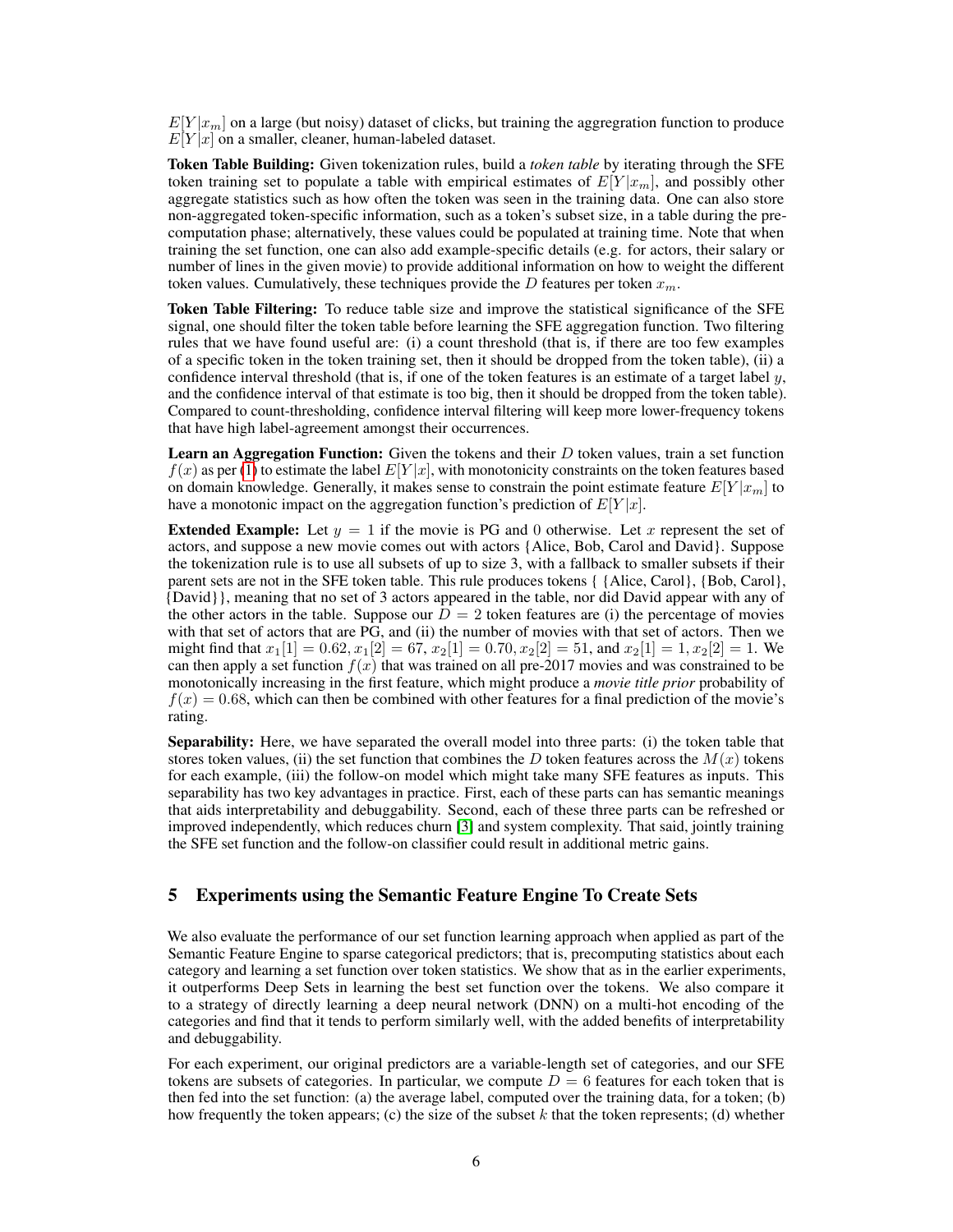$E[Y|x_m]$ on a large (but noisy) dataset of clicks, but training the aggregration function to produce $E[Y|x]$ on a smaller, cleaner, human-labeled dataset.

**Token Table Building:** Given tokenization rules, build a *token table* by iterating through the SFE token training set to populate a table with empirical estimates of $E[Y|x_m]$, and possibly other aggregate statistics such as how often the token was seen in the training data. One can also store non-aggregated token-specific information, such as a token's subset size, in a table during the pre-computation phase; alternatively, these values could be populated at training time. Note that when training the set function, one can also add example-specific details (e.g. for actors, their salary or number of lines in the given movie) to provide additional information on how to weight the different token values. Cumulatively, these techniques provide the $D$ features per token $x_m$.

**Token Table Filtering:** To reduce table size and improve the statistical significance of the SFE signal, one should filter the token table before learning the SFE aggregation function. Two filtering rules that we have found useful are: (i) a count threshold (that is, if there are too few examples of a specific token in the token training set, then it should be dropped from the token table), (ii) a confidence interval threshold (that is, if one of the token features is an estimate of a target label $y$, and the confidence interval of that estimate is too big, then it should be dropped from the token table). Compared to count-thresholding, confidence interval filtering will keep more lower-frequency tokens that have high label-agreement amongst their occurrences.

**Learn an Aggregation Function:** Given the tokens and their $D$ token values, train a set function $f(x)$ as per (1) to estimate the label $E[Y|x]$, with monotonicity constraints on the token features based on domain knowledge. Generally, it makes sense to constrain the point estimate feature $E[Y|x_m]$ to have a monotonic impact on the aggregation function's prediction of $E[Y|x]$.

**Extended Example:** Let $y = 1$ if the movie is PG and 0 otherwise. Let $x$ represent the set of actors, and suppose a new movie comes out with actors {Alice, Bob, Carol and David}. Suppose the tokenization rule is to use all subsets of up to size 3, with a fallback to smaller subsets if their parent sets are not in the SFE token table. This rule produces tokens { {Alice, Carol}, {Bob, Carol}, {David}}, meaning that no set of 3 actors appeared in the table, nor did David appear with any of the other actors in the table. Suppose our $D = 2$ token features are (i) the percentage of movies with that set of actors that are PG, and (ii) the number of movies with that set of actors. Then we might find that $x_1[1] = 0.62, x_1[2] = 67, x_2[1] = 0.70, x_2[2] = 51$, and $x_2[1] = 1, x_2[2] = 1$. We can then apply a set function $f(x)$ that was trained on all pre-2017 movies and was constrained to be monotonically increasing in the first feature, which might produce a *movie title prior* probability of $f(x) = 0.68$, which can then be combined with other features for a final prediction of the movie's rating.

**Separability:** Here, we have separated the overall model into three parts: (i) the token table that stores token values, (ii) the set function that combines the $D$ token features across the $M(x)$ tokens for each example, (iii) the follow-on model which might take many SFE features as inputs. This separability has two key advantages in practice. First, each of these parts can has semantic meanings that aids interpretability and debuggability. Second, each of these three parts can be refreshed or improved independently, which reduces churn [3] and system complexity. That said, jointly training the SFE set function and the follow-on classifier could result in additional metric gains.

## 5 Experiments using the Semantic Feature Engine To Create Sets

We also evaluate the performance of our set function learning approach when applied as part of the Semantic Feature Engine to sparse categorical predictors; that is, precomputing statistics about each category and learning a set function over token statistics. We show that as in the earlier experiments, it outperforms Deep Sets in learning the best set function over the tokens. We also compare it to a strategy of directly learning a deep neural network (DNN) on a multi-hot encoding of the categories and find that it tends to perform similarly well, with the added benefits of interpretability and debuggability.

For each experiment, our original predictors are a variable-length set of categories, and our SFE tokens are subsets of categories. In particular, we compute $D = 6$ features for each token that is then fed into the set function: (a) the average label, computed over the training data, for a token; (b) how frequently the token appears; (c) the size of the subset $k$ that the token represents; (d) whether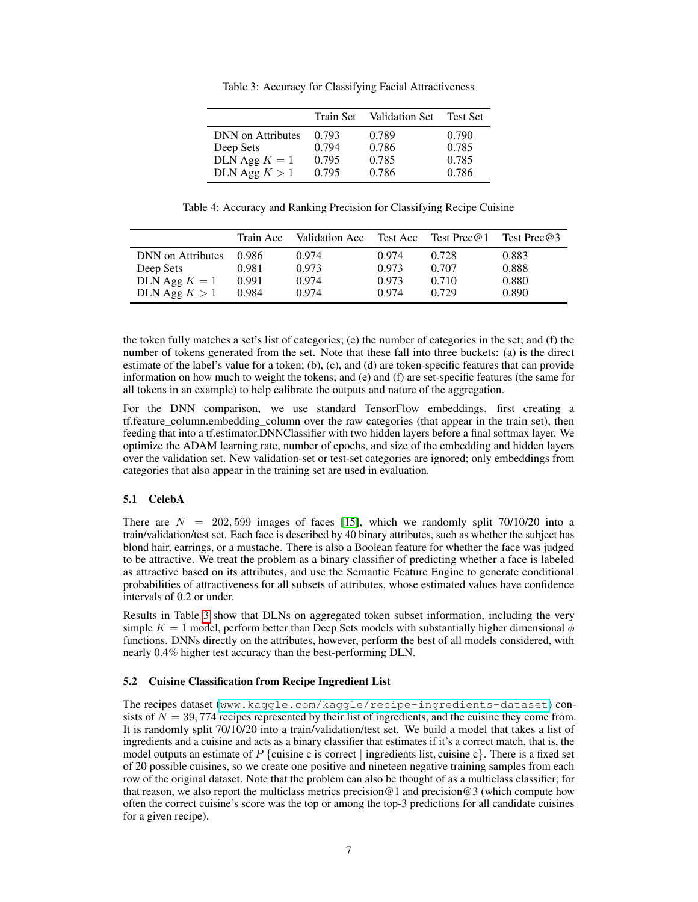Table 3: Accuracy for Classifying Facial Attractiveness

| | Train Set | Validation Set | Test Set |
|---|---|---|---|
| DNN on Attributes | 0.793 | 0.789 | 0.790 |
| Deep Sets | 0.794 | 0.786 | 0.785 |
| DLN Agg $K = 1$ | 0.795 | 0.785 | 0.785 |
| DLN Agg $K > 1$ | 0.795 | 0.786 | 0.786 |

Table 4: Accuracy and Ranking Precision for Classifying Recipe Cuisine

| | Train Acc | Validation Acc | Test Acc | Test Prec@1 | Test Prec@3 |
|---|---|---|---|---|---|
| DNN on Attributes | 0.986 | 0.974 | 0.974 | 0.728 | 0.883 |
| Deep Sets | 0.981 | 0.973 | 0.973 | 0.707 | 0.888 |
| DLN Agg $K = 1$ | 0.991 | 0.974 | 0.973 | 0.710 | 0.880 |
| DLN Agg $K > 1$ | 0.984 | 0.974 | 0.974 | 0.729 | 0.890 |

the token fully matches a set's list of categories; (e) the number of categories in the set; and (f) the number of tokens generated from the set. Note that these fall into three buckets: (a) is the direct estimate of the label's value for a token; (b), (c), and (d) are token-specific features that can provide information on how much to weight the tokens; and (e) and (f) are set-specific features (the same for all tokens in an example) to help calibrate the outputs and nature of the aggregation.

For the DNN comparison, we use standard TensorFlow embeddings, first creating a tf.feature_column.embedding_column over the raw categories (that appear in the train set), then feeding that into a tf.estimator.DNNClassifier with two hidden layers before a final softmax layer. We optimize the ADAM learning rate, number of epochs, and size of the embedding and hidden layers over the validation set. New validation-set or test-set categories are ignored; only embeddings from categories that also appear in the training set are used in evaluation.

### 5.1 CelebA

There are $N = 202,599$ images of faces [15], which we randomly split 70/10/20 into a train/validation/test set. Each face is described by 40 binary attributes, such as whether the subject has blond hair, earrings, or a mustache. There is also a Boolean feature for whether the face was judged to be attractive. We treat the problem as a binary classifier of predicting whether a face is labeled as attractive based on its attributes, and use the Semantic Feature Engine to generate conditional probabilities of attractiveness for all subsets of attributes, whose estimated values have confidence intervals of 0.2 or under.

Results in Table 3 show that DLNs on aggregated token subset information, including the very simple $K = 1$ model, perform better than Deep Sets models with substantially higher dimensional $\phi$ functions. DNNs directly on the attributes, however, perform the best of all models considered, with nearly 0.4% higher test accuracy than the best-performing DLN.

### 5.2 Cuisine Classification from Recipe Ingredient List

The recipes dataset (www.kaggle.com/kaggle/recipe-ingredients-dataset) consists of $N = 39,774$ recipes represented by their list of ingredients, and the cuisine they come from. It is randomly split 70/10/20 into a train/validation/test set. We build a model that takes a list of ingredients and a cuisine and acts as a binary classifier that estimates if it's a correct match, that is, the model outputs an estimate of $P\{\text{cuisine c is correct} \mid \text{ingredients list, cuisine c}\}$. There is a fixed set of 20 possible cuisines, so we create one positive and nineteen negative training samples from each row of the original dataset. Note that the problem can also be thought of as a multiclass classifier; for that reason, we also report the multiclass metrics precision@1 and precision@3 (which compute how often the correct cuisine's score was the top or among the top-3 predictions for all candidate cuisines for a given recipe).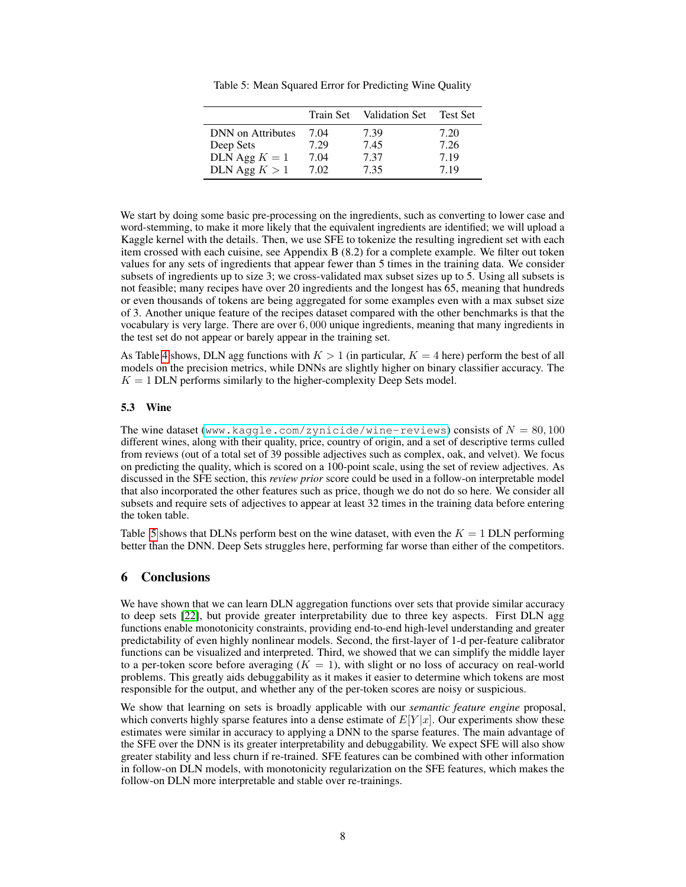Table 5: Mean Squared Error for Predicting Wine Quality

| | Train Set | Validation Set | Test Set |
|---|---|---|---|
| DNN on Attributes | 7.04 | 7.39 | 7.20 |
| Deep Sets | 7.29 | 7.45 | 7.26 |
| DLN Agg $K = 1$ | 7.04 | 7.37 | 7.19 |
| DLN Agg $K > 1$ | 7.02 | 7.35 | 7.19 |

We start by doing some basic pre-processing on the ingredients, such as converting to lower case and word-stemming, to make it more likely that the equivalent ingredients are identified; we will upload a Kaggle kernel with the details. Then, we use SFE to tokenize the resulting ingredient set with each item crossed with each cuisine, see Appendix B (8.2) for a complete example. We filter out token values for any sets of ingredients that appear fewer than 5 times in the training data. We consider subsets of ingredients up to size 3; we cross-validated max subset sizes up to 5. Using all subsets is not feasible; many recipes have over 20 ingredients and the longest has 65, meaning that hundreds or even thousands of tokens are being aggregated for some examples even with a max subset size of 3. Another unique feature of the recipes dataset compared with the other benchmarks is that the vocabulary is very large. There are over $6,000$ unique ingredients, meaning that many ingredients in the test set do not appear or barely appear in the training set.

As Table 4 shows, DLN agg functions with $K > 1$ (in particular, $K = 4$ here) perform the best of all models on the precision metrics, while DNNs are slightly higher on binary classifier accuracy. The $K = 1$ DLN performs similarly to the higher-complexity Deep Sets model.

### 5.3 Wine

The wine dataset (www.kaggle.com/zynicide/wine-reviews) consists of $N = 80,100$ different wines, along with their quality, price, country of origin, and a set of descriptive terms culled from reviews (out of a total set of 39 possible adjectives such as complex, oak, and velvet). We focus on predicting the quality, which is scored on a 100-point scale, using the set of review adjectives. As discussed in the SFE section, this *review prior* score could be used in a follow-on interpretable model that also incorporated the other features such as price, though we do not do so here. We consider all subsets and require sets of adjectives to appear at least 32 times in the training data before entering the token table.

Table 5 shows that DLNs perform best on the wine dataset, with even the $K = 1$ DLN performing better than the DNN. Deep Sets struggles here, performing far worse than either of the competitors.

## 6 Conclusions

We have shown that we can learn DLN aggregation functions over sets that provide similar accuracy to deep sets [22], but provide greater interpretability due to three key aspects. First DLN agg functions enable monotonicity constraints, providing end-to-end high-level understanding and greater predictability of even highly nonlinear models. Second, the first-layer of 1-d per-feature calibrator functions can be visualized and interpreted. Third, we showed that we can simplify the middle layer to a per-token score before averaging ($K = 1$), with slight or no loss of accuracy on real-world problems. This greatly aids debuggability as it makes it easier to determine which tokens are most responsible for the output, and whether any of the per-token scores are noisy or suspicious.

We show that learning on sets is broadly applicable with our *semantic feature engine* proposal, which converts highly sparse features into a dense estimate of $E[Y|x]$. Our experiments show these estimates were similar in accuracy to applying a DNN to the sparse features. The main advantage of the SFE over the DNN is its greater interpretability and debuggability. We expect SFE will also show greater stability and less churn if re-trained. SFE features can be combined with other information in follow-on DLN models, with monotonicity regularization on the SFE features, which makes the follow-on DLN more interpretable and stable over re-trainings.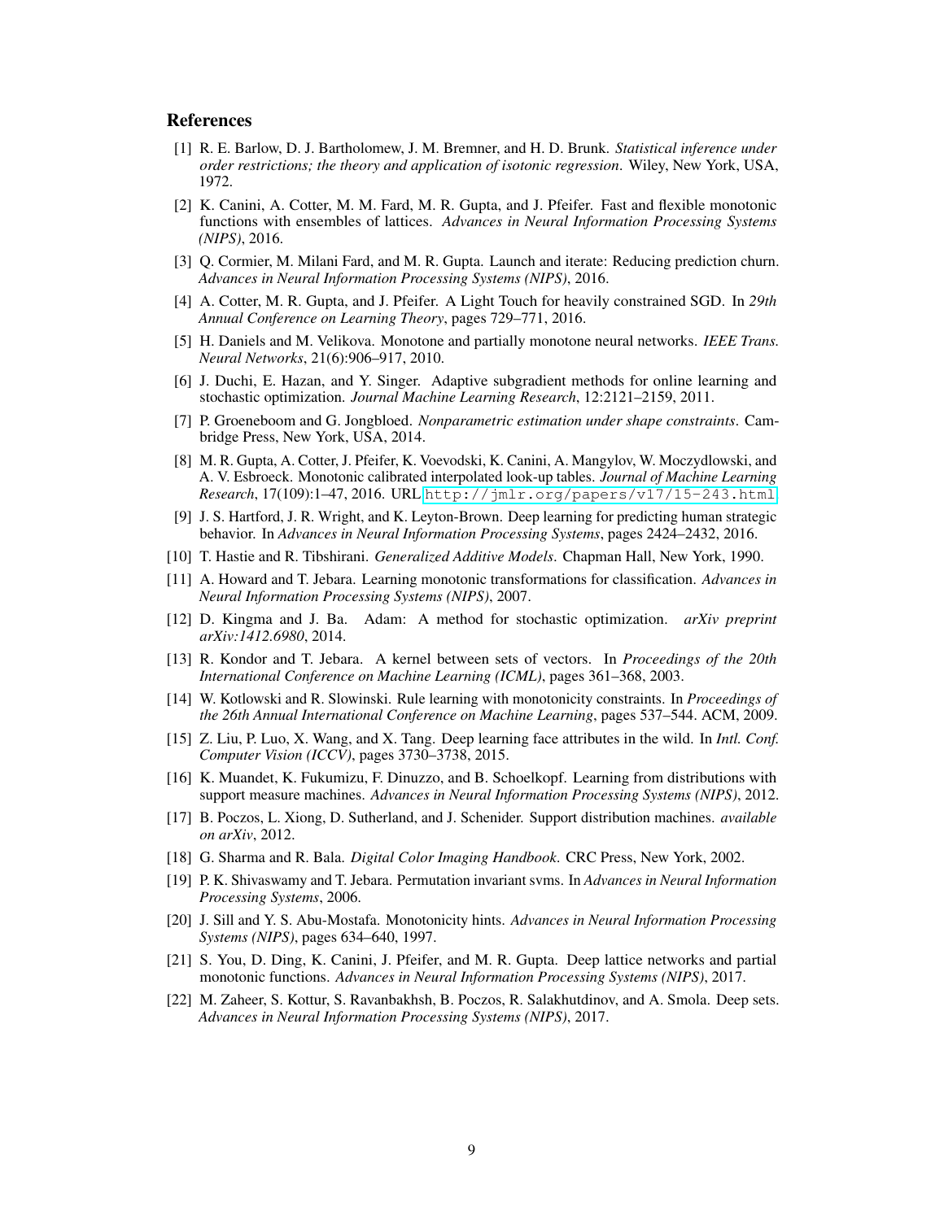## References

[1] R. E. Barlow, D. J. Bartholomew, J. M. Bremner, and H. D. Brunk. *Statistical inference under order restrictions; the theory and application of isotonic regression*. Wiley, New York, USA, 1972.

[2] K. Canini, A. Cotter, M. M. Fard, M. R. Gupta, and J. Pfeifer. Fast and flexible monotonic functions with ensembles of lattices. *Advances in Neural Information Processing Systems (NIPS)*, 2016.

[3] Q. Cormier, M. Milani Fard, and M. R. Gupta. Launch and iterate: Reducing prediction churn. *Advances in Neural Information Processing Systems (NIPS)*, 2016.

[4] A. Cotter, M. R. Gupta, and J. Pfeifer. A Light Touch for heavily constrained SGD. In *29th Annual Conference on Learning Theory*, pages 729–771, 2016.

[5] H. Daniels and M. Velikova. Monotone and partially monotone neural networks. *IEEE Trans. Neural Networks*, 21(6):906–917, 2010.

[6] J. Duchi, E. Hazan, and Y. Singer. Adaptive subgradient methods for online learning and stochastic optimization. *Journal Machine Learning Research*, 12:2121–2159, 2011.

[7] P. Groeneboom and G. Jongbloed. *Nonparametric estimation under shape constraints*. Cambridge Press, New York, USA, 2014.

[8] M. R. Gupta, A. Cotter, J. Pfeifer, K. Voevodski, K. Canini, A. Mangylov, W. Moczydlowski, and A. V. Esbroeck. Monotonic calibrated interpolated look-up tables. *Journal of Machine Learning Research*, 17(109):1–47, 2016. URL `http://jmlr.org/papers/v17/15-243.html`.

[9] J. S. Hartford, J. R. Wright, and K. Leyton-Brown. Deep learning for predicting human strategic behavior. In *Advances in Neural Information Processing Systems*, pages 2424–2432, 2016.

[10] T. Hastie and R. Tibshirani. *Generalized Additive Models*. Chapman Hall, New York, 1990.

[11] A. Howard and T. Jebara. Learning monotonic transformations for classification. *Advances in Neural Information Processing Systems (NIPS)*, 2007.

[12] D. Kingma and J. Ba. Adam: A method for stochastic optimization. *arXiv preprint arXiv:1412.6980*, 2014.

[13] R. Kondor and T. Jebara. A kernel between sets of vectors. In *Proceedings of the 20th International Conference on Machine Learning (ICML)*, pages 361–368, 2003.

[14] W. Kotlowski and R. Slowinski. Rule learning with monotonicity constraints. In *Proceedings of the 26th Annual International Conference on Machine Learning*, pages 537–544. ACM, 2009.

[15] Z. Liu, P. Luo, X. Wang, and X. Tang. Deep learning face attributes in the wild. In *Intl. Conf. Computer Vision (ICCV)*, pages 3730–3738, 2015.

[16] K. Muandet, K. Fukumizu, F. Dinuzzo, and B. Schoelkopf. Learning from distributions with support measure machines. *Advances in Neural Information Processing Systems (NIPS)*, 2012.

[17] B. Poczos, L. Xiong, D. Sutherland, and J. Schenider. Support distribution machines. *available on arXiv*, 2012.

[18] G. Sharma and R. Bala. *Digital Color Imaging Handbook*. CRC Press, New York, 2002.

[19] P. K. Shivaswamy and T. Jebara. Permutation invariant svms. In *Advances in Neural Information Processing Systems*, 2006.

[20] J. Sill and Y. S. Abu-Mostafa. Monotonicity hints. *Advances in Neural Information Processing Systems (NIPS)*, pages 634–640, 1997.

[21] S. You, D. Ding, K. Canini, J. Pfeifer, and M. R. Gupta. Deep lattice networks and partial monotonic functions. *Advances in Neural Information Processing Systems (NIPS)*, 2017.

[22] M. Zaheer, S. Kottur, S. Ravanbakhsh, B. Poczos, R. Salakhutdinov, and A. Smola. Deep sets. *Advances in Neural Information Processing Systems (NIPS)*, 2017.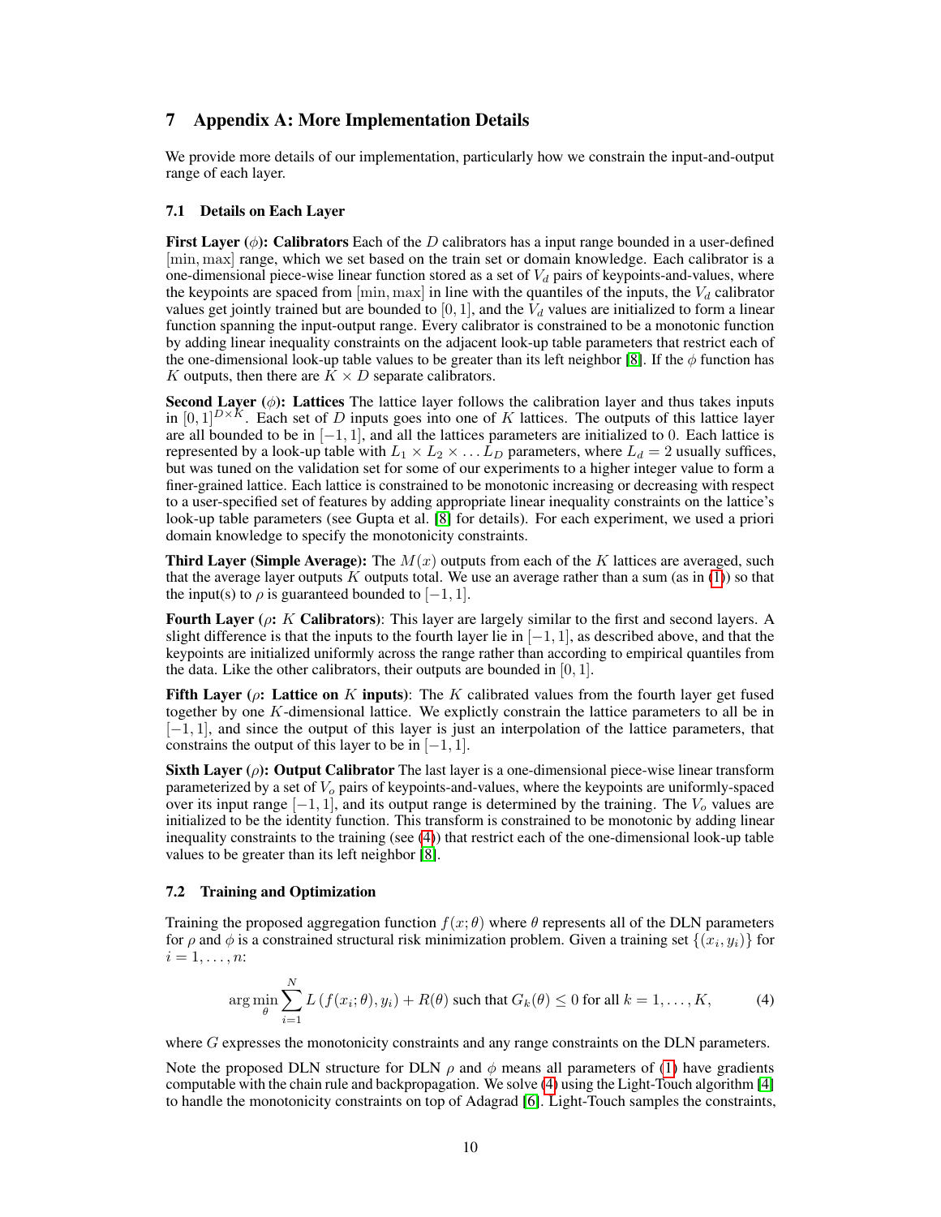# 7 Appendix A: More Implementation Details

We provide more details of our implementation, particularly how we constrain the input-and-output range of each layer.

## 7.1 Details on Each Layer

**First Layer ($\phi$): Calibrators** Each of the $D$ calibrators has a input range bounded in a user-defined $[\min, \max]$ range, which we set based on the train set or domain knowledge. Each calibrator is a one-dimensional piece-wise linear function stored as a set of $V_d$ pairs of keypoints-and-values, where the keypoints are spaced from $[\min, \max]$ in line with the quantiles of the inputs, the $V_d$ calibrator values get jointly trained but are bounded to $[0, 1]$, and the $V_d$ values are initialized to form a linear function spanning the input-output range. Every calibrator is constrained to be a monotonic function by adding linear inequality constraints on the adjacent look-up table parameters that restrict each of the one-dimensional look-up table values to be greater than its left neighbor [8]. If the $\phi$ function has $K$ outputs, then there are $K \times D$ separate calibrators.

**Second Layer ($\phi$): Lattices** The lattice layer follows the calibration layer and thus takes inputs in $[0, 1]^{D \times K}$. Each set of $D$ inputs goes into one of $K$ lattices. The outputs of this lattice layer are all bounded to be in $[-1, 1]$, and all the lattices parameters are initialized to 0. Each lattice is represented by a look-up table with $L_1 \times L_2 \times \ldots L_D$ parameters, where $L_d = 2$ usually suffices, but was tuned on the validation set for some of our experiments to a higher integer value to form a finer-grained lattice. Each lattice is constrained to be monotonic increasing or decreasing with respect to a user-specified set of features by adding appropriate linear inequality constraints on the lattice's look-up table parameters (see Gupta et al. [8] for details). For each experiment, we used a priori domain knowledge to specify the monotonicity constraints.

**Third Layer (Simple Average):** The $M(x)$ outputs from each of the $K$ lattices are averaged, such that the average layer outputs $K$ outputs total. We use an average rather than a sum (as in (1)) so that the input(s) to $\rho$ is guaranteed bounded to $[-1, 1]$.

**Fourth Layer ($\rho$: $K$ Calibrators)**: This layer are largely similar to the first and second layers. A slight difference is that the inputs to the fourth layer lie in $[-1, 1]$, as described above, and that the keypoints are initialized uniformly across the range rather than according to empirical quantiles from the data. Like the other calibrators, their outputs are bounded in $[0, 1]$.

**Fifth Layer ($\rho$: Lattice on $K$ inputs)**: The $K$ calibrated values from the fourth layer get fused together by one $K$-dimensional lattice. We explictly constrain the lattice parameters to all be in $[-1, 1]$, and since the output of this layer is just an interpolation of the lattice parameters, that constrains the output of this layer to be in $[-1, 1]$.

**Sixth Layer ($\rho$): Output Calibrator** The last layer is a one-dimensional piece-wise linear transform parameterized by a set of $V_o$ pairs of keypoints-and-values, where the keypoints are uniformly-spaced over its input range $[-1, 1]$, and its output range is determined by the training. The $V_o$ values are initialized to be the identity function. This transform is constrained to be monotonic by adding linear inequality constraints to the training (see (4)) that restrict each of the one-dimensional look-up table values to be greater than its left neighbor [8].

## 7.2 Training and Optimization

Training the proposed aggregation function $f(x; \theta)$ where $\theta$ represents all of the DLN parameters for $\rho$ and $\phi$ is a constrained structural risk minimization problem. Given a training set $\{(x_i, y_i)\}$ for $i = 1, \ldots, n$:

$$\arg\min_{\theta} \sum_{i=1}^{N} L\left(f(x_i; \theta), y_i\right) + R(\theta) \text{ such that } G_k(\theta) \leq 0 \text{ for all } k = 1, \ldots, K, \tag{4}$$

where $G$ expresses the monotonicity constraints and any range constraints on the DLN parameters.

Note the proposed DLN structure for DLN $\rho$ and $\phi$ means all parameters of (1) have gradients computable with the chain rule and backpropagation. We solve (4) using the Light-Touch algorithm [4] to handle the monotonicity constraints on top of Adagrad [6]. Light-Touch samples the constraints,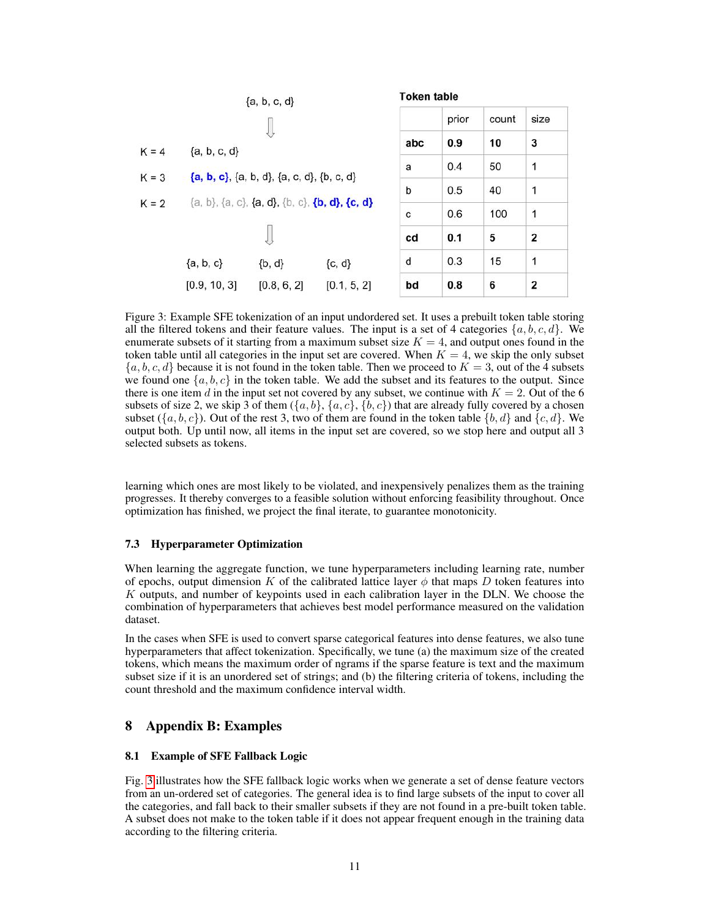{a, b, c, d}

⇩

K = 4 {a, b, c, d}

K = 3 **{a, b, c}**, {a, b, d}, {a, c, d}, {b, c, d}

K = 2 {a, b}, {a, c}, {a, d}, {b, c}, **{b, d}, {c, d}**

⇩

| {a, b, c} | {b, d} | {c, d} |
|---|---|---|
| [0.9, 10, 3] | [0.8, 6, 2] | [0.1, 5, 2] |

**Token table**

| | prior | count | size |
|---|---|---|---|
| **abc** | **0.9** | **10** | **3** |
| a | 0.4 | 50 | 1 |
| b | 0.5 | 40 | 1 |
| c | 0.6 | 100 | 1 |
| **cd** | **0.1** | **5** | **2** |
| d | 0.3 | 15 | 1 |
| **bd** | **0.8** | **6** | **2** |

Figure 3: Example SFE tokenization of an input unordered set. It uses a prebuilt token table storing all the filtered tokens and their feature values. The input is a set of 4 categories $\{a, b, c, d\}$. We enumerate subsets of it starting from a maximum subset size $K = 4$, and output ones found in the token table until all categories in the input set are covered. When $K = 4$, we skip the only subset $\{a, b, c, d\}$ because it is not found in the token table. Then we proceed to $K = 3$, out of the 4 subsets we found one $\{a, b, c\}$ in the token table. We add the subset and its features to the output. Since there is one item $d$ in the input set not covered by any subset, we continue with $K = 2$. Out of the 6 subsets of size 2, we skip 3 of them ($\{a, b\}$, $\{a, c\}$, $\{b, c\}$) that are already fully covered by a chosen subset ($\{a, b, c\}$). Out of the rest 3, two of them are found in the token table $\{b, d\}$ and $\{c, d\}$. We output both. Up until now, all items in the input set are covered, so we stop here and output all 3 selected subsets as tokens.

learning which ones are most likely to be violated, and inexpensively penalizes them as the training progresses. It thereby converges to a feasible solution without enforcing feasibility throughout. Once optimization has finished, we project the final iterate, to guarantee monotonicity.

### 7.3 Hyperparameter Optimization

When learning the aggregate function, we tune hyperparameters including learning rate, number of epochs, output dimension $K$ of the calibrated lattice layer $\phi$ that maps $D$ token features into $K$ outputs, and number of keypoints used in each calibration layer in the DLN. We choose the combination of hyperparameters that achieves best model performance measured on the validation dataset.

In the cases when SFE is used to convert sparse categorical features into dense features, we also tune hyperparameters that affect tokenization. Specifically, we tune (a) the maximum size of the created tokens, which means the maximum order of ngrams if the sparse feature is text and the maximum subset size if it is an unordered set of strings; and (b) the filtering criteria of tokens, including the count threshold and the maximum confidence interval width.

## 8 Appendix B: Examples

### 8.1 Example of SFE Fallback Logic

Fig. 3 illustrates how the SFE fallback logic works when we generate a set of dense feature vectors from an un-ordered set of categories. The general idea is to find large subsets of the input to cover all the categories, and fall back to their smaller subsets if they are not found in a pre-built token table. A subset does not make to the token table if it does not appear frequent enough in the training data according to the filtering criteria.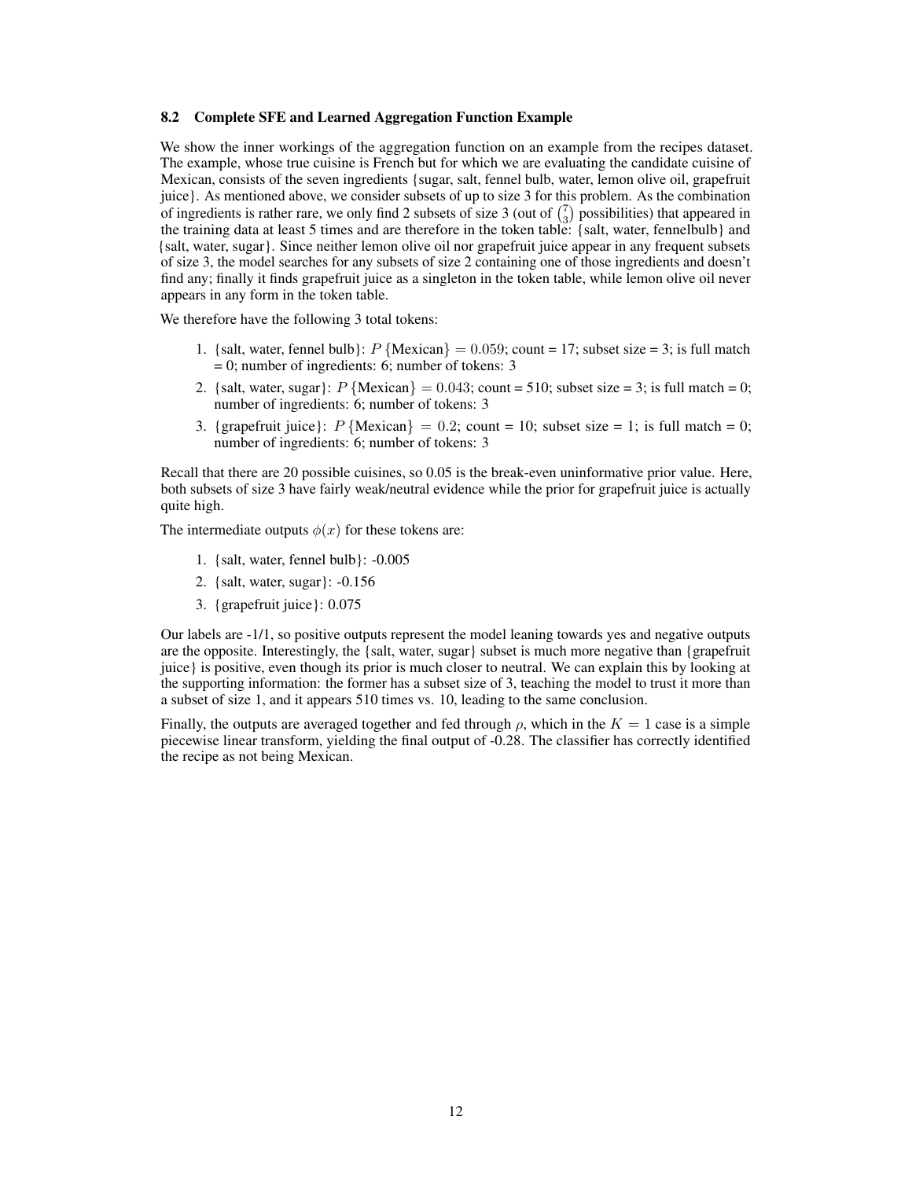### 8.2 Complete SFE and Learned Aggregation Function Example

We show the inner workings of the aggregation function on an example from the recipes dataset. The example, whose true cuisine is French but for which we are evaluating the candidate cuisine of Mexican, consists of the seven ingredients {sugar, salt, fennel bulb, water, lemon olive oil, grapefruit juice}. As mentioned above, we consider subsets of up to size 3 for this problem. As the combination of ingredients is rather rare, we only find 2 subsets of size 3 (out of $\binom{7}{3}$ possibilities) that appeared in the training data at least 5 times and are therefore in the token table: {salt, water, fennelbulb} and {salt, water, sugar}. Since neither lemon olive oil nor grapefruit juice appear in any frequent subsets of size 3, the model searches for any subsets of size 2 containing one of those ingredients and doesn't find any; finally it finds grapefruit juice as a singleton in the token table, while lemon olive oil never appears in any form in the token table.

We therefore have the following 3 total tokens:

1. {salt, water, fennel bulb}: $P\{\text{Mexican}\} = 0.059$; count = 17; subset size = 3; is full match = 0; number of ingredients: 6; number of tokens: 3
2. {salt, water, sugar}: $P\{\text{Mexican}\} = 0.043$; count = 510; subset size = 3; is full match = 0; number of ingredients: 6; number of tokens: 3
3. {grapefruit juice}: $P\{\text{Mexican}\} = 0.2$; count = 10; subset size = 1; is full match = 0; number of ingredients: 6; number of tokens: 3

Recall that there are 20 possible cuisines, so 0.05 is the break-even uninformative prior value. Here, both subsets of size 3 have fairly weak/neutral evidence while the prior for grapefruit juice is actually quite high.

The intermediate outputs $\phi(x)$ for these tokens are:

1. {salt, water, fennel bulb}: -0.005
2. {salt, water, sugar}: -0.156
3. {grapefruit juice}: 0.075

Our labels are -1/1, so positive outputs represent the model leaning towards yes and negative outputs are the opposite. Interestingly, the {salt, water, sugar} subset is much more negative than {grapefruit juice} is positive, even though its prior is much closer to neutral. We can explain this by looking at the supporting information: the former has a subset size of 3, teaching the model to trust it more than a subset of size 1, and it appears 510 times vs. 10, leading to the same conclusion.

Finally, the outputs are averaged together and fed through $\rho$, which in the $K = 1$ case is a simple piecewise linear transform, yielding the final output of -0.28. The classifier has correctly identified the recipe as not being Mexican.